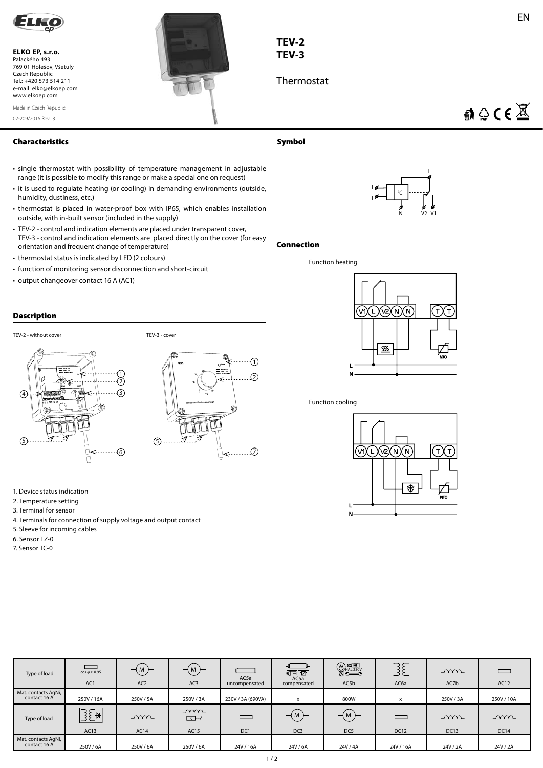ELKO EP, s.r.o.
Palackého 493
769 01 Holešov, Všetuly
Czech Republic
Tel.: +420 573 514 211
e-mail: elko@elkoep.com
www.elkoep.com

Made in Czech Republic

02-209/2016 Rev.: 3

# TEV-2
# TEV-3

Thermostat

## Characteristics

- single thermostat with possibility of temperature management in adjustable range (it is possible to modify this range or make a special one on request)
- it is used to regulate heating (or cooling) in demanding environments (outside, humidity, dustiness, etc.)
- thermostat is placed in water-proof box with IP65, which enables installation outside, with in-built sensor (included in the supply)
- TEV-2 - control and indication elements are placed under transparent cover, TEV-3 - control and indication elements are placed directly on the cover (for easy orientation and frequent change of temperature)
- thermostat status is indicated by LED (2 colours)
- function of monitoring sensor disconnection and short-circuit
- output changeover contact 16 A (AC1)

## Symbol

## Connection

Function heating

Function cooling

## Description

TEV-2 - without cover

TEV-3 - cover

1. Device status indication
2. Temperature setting
3. Terminal for sensor
4. Terminals for connection of supply voltage and output contact
5. Sleeve for incoming cables
6. Sensor TZ-0
7. Sensor TC-0

| Type of load | AC1 (cos φ ≥ 0.95) | AC2 | AC3 | AC5a uncompensated | AC5a compensated | AC5b | AC6a | AC7b | AC12 |
|---|---|---|---|---|---|---|---|---|---|
| Mat. contacts AgNi, contact 16 A | 250V / 16A | 250V / 5A | 250V / 3A | 230V / 3A (690VA) | x | 800W | x | 250V / 3A | 250V / 10A |
| Type of load | AC13 | AC14 | AC15 | DC1 | DC3 | DC5 | DC12 | DC13 | DC14 |
| Mat. contacts AgNi, contact 16 A | 250V / 6A | 250V / 6A | 250V / 6A | 24V / 16A | 24V / 6A | 24V / 4A | 24V / 16A | 24V / 2A | 24V / 2A |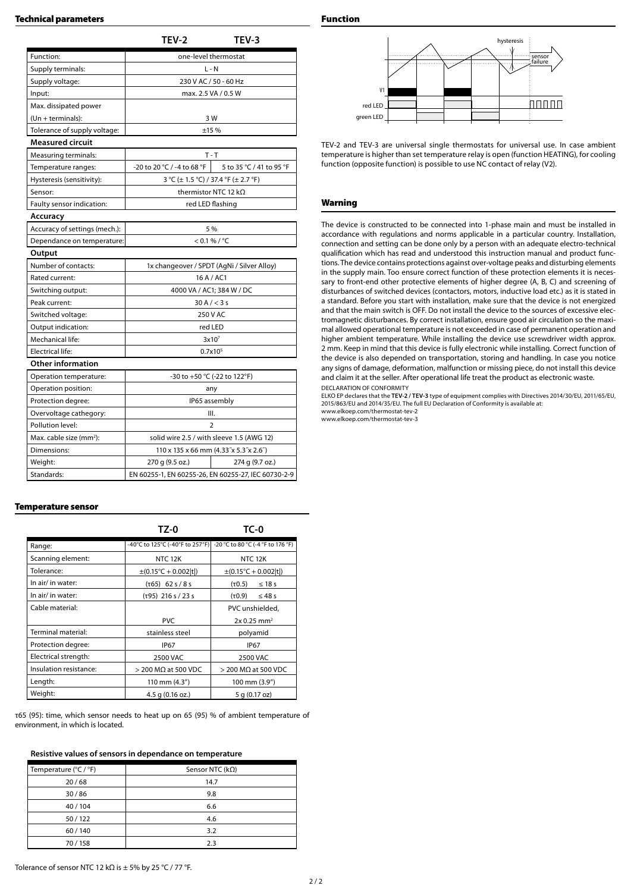## Technical parameters

| | TEV-2 | TEV-3 |
|---|---|---|
| Function: | one-level thermostat | |
| Supply terminals: | L - N | |
| Supply voltage: | 230 V AC / 50 - 60 Hz | |
| Input: | max. 2.5 VA / 0.5 W | |
| Max. dissipated power (Un + terminals): | 3 W | |
| Tolerance of supply voltage: | ±15 % | |
| **Measured circuit** | | |
| Measuring terminals: | T - T | |
| Temperature ranges: | -20 to 20 °C / -4 to 68 °F | 5 to 35 °C / 41 to 95 °F |
| Hysteresis (sensitivity): | 3 °C (± 1.5 °C) / 37.4 °F (± 2.7 °F) | |
| Sensor: | thermistor NTC 12 kΩ | |
| Faulty sensor indication: | red LED flashing | |
| **Accuracy** | | |
| Accuracy of settings (mech.): | 5 % | |
| Dependance on temperature: | < 0.1 % / °C | |
| **Output** | | |
| Number of contacts: | 1x changeover / SPDT (AgNi / Silver Alloy) | |
| Rated current: | 16 A / AC1 | |
| Switching output: | 4000 VA / AC1; 384 W / DC | |
| Peak current: | 30 A / < 3 s | |
| Switched voltage: | 250 V AC | |
| Output indication: | red LED | |
| Mechanical life: | $3x10^7$ | |
| Electrical life: | $0.7x10^5$ | |
| **Other information** | | |
| Operation temperature: | -30 to +50 °C (-22 to 122°F) | |
| Operation position: | any | |
| Protection degree: | IP65 assembly | |
| Overvoltage cathegory: | III. | |
| Pollution level: | 2 | |
| Max. cable size (mm²): | solid wire 2.5 / with sleeve 1.5 (AWG 12) | |
| Dimensions: | 110 x 135 x 66 mm (4.33˝x 5.3˝x 2.6˝) | |
| Weight: | 270 g (9.5 oz.) | 274 g (9.7 oz.) |
| Standards: | EN 60255-1, EN 60255-26, EN 60255-27, IEC 60730-2-9 | |

## Temperature sensor

| | TZ-0 | TC-0 |
|---|---|---|
| Range: | -40°C to 125°C (-40°F to 257°F) | -20 °C to 80 °C (-4 °F to 176 °F) |
| Scanning element: | NTC 12K | NTC 12K |
| Tolerance: | ±(0.15°C + 0.002\|t\|) | ±(0.15°C + 0.002\|t\|) |
| In air/ in water: | (τ65) 62 s / 8 s | (τ0.5) ≤ 18 s |
| In air/ in water: | (τ95) 216 s / 23 s | (τ0.9) ≤ 48 s |
| Cable material: | PVC | PVC unshielded, 2x 0.25 mm² |
| Terminal material: | stainless steel | polyamid |
| Protection degree: | IP67 | IP67 |
| Electrical strength: | 2500 VAC | 2500 VAC |
| Insulation resistance: | > 200 MΩ at 500 VDC | > 200 MΩ at 500 VDC |
| Length: | 110 mm (4.3") | 100 mm (3.9") |
| Weight: | 4.5 g (0.16 oz.) | 5 g (0.17 oz) |

τ65 (95): time, which sensor needs to heat up on 65 (95) % of ambient temperature of environment, in which is located.

**Resistive values of sensors in dependance on temperature**

| Temperature (°C / °F) | Sensor NTC (kΩ) |
|---|---|
| 20 / 68 | 14.7 |
| 30 / 86 | 9.8 |
| 40 / 104 | 6.6 |
| 50 / 122 | 4.6 |
| 60 / 140 | 3.2 |
| 70 / 158 | 2.3 |

Tolerance of sensor NTC 12 kΩ is ± 5% by 25 °C / 77 °F.

## Function

hysteresis
sensor failure
V1
red LED
green LED

TEV-2 and TEV-3 are universal single thermostats for universal use. In case ambient temperature is higher than set temperature relay is open (function HEATING), for cooling function (opposite function) is possible to use NC contact of relay (V2).

## Warning

The device is constructed to be connected into 1-phase main and must be installed in accordance with regulations and norms applicable in a particular country. Installation, connection and setting can be done only by a person with an adequate electro-technical qualification which has read and understood this instruction manual and product functions. The device contains protections against over-voltage peaks and disturbing elements in the supply main. Too ensure correct function of these protection elements it is necessary to front-end other protective elements of higher degree (A, B, C) and screening of disturbances of switched devices (contactors, motors, inductive load etc.) as it is stated in a standard. Before you start with installation, make sure that the device is not energized and that the main switch is OFF. Do not install the device to the sources of excessive electromagnetic disturbances. By correct installation, ensure good air circulation so the maximal allowed operational temperature is not exceeded in case of permanent operation and higher ambient temperature. While installing the device use screwdriver width approx. 2 mm. Keep in mind that this device is fully electronic while installing. Correct function of the device is also depended on transportation, storing and handling. In case you notice any signs of damage, deformation, malfunction or missing piece, do not install this device and claim it at the seller. After operational life treat the product as electronic waste.

DECLARATION OF CONFORMITY

ELKO EP declares that the **TEV-2 / TEV-3** type of equipment complies with Directives 2014/30/EU, 2011/65/EU, 2015/863/EU and 2014/35/EU. The full EU Declaration of Conformity is available at:
www.elkoep.com/thermostat-tev-2
www.elkoep.com/thermostat-tev-3